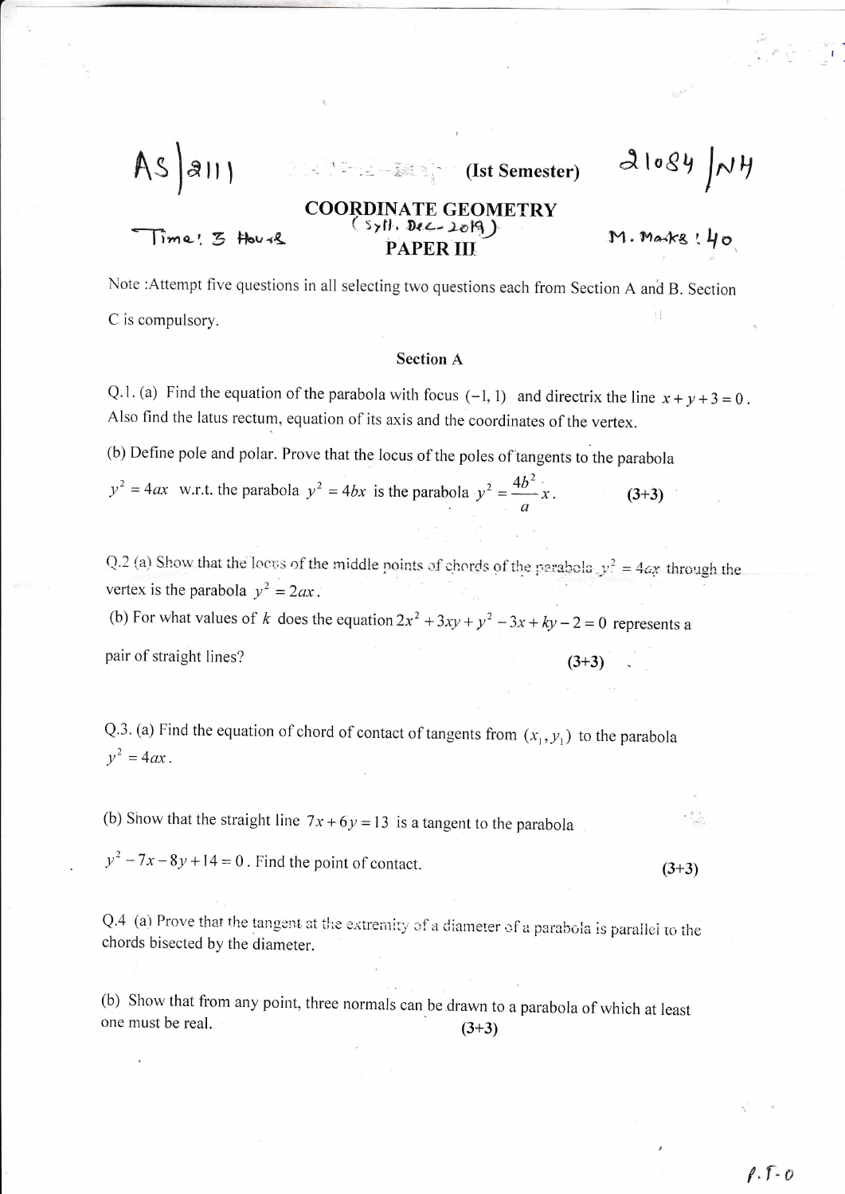AS|2111 (Ist Semester) 21084|NH

# COORDINATE GEOMETRY

(Syll. Dec-2019)

## PAPER III

Time: 3 Hours M. Marks: 40

Note: Attempt five questions in all selecting two questions each from Section A and B. Section C is compulsory.

### Section A

Q.1. (a) Find the equation of the parabola with focus $(-1, 1)$ and directrix the line $x + y + 3 = 0$. Also find the latus rectum, equation of its axis and the coordinates of the vertex.

(b) Define pole and polar. Prove that the locus of the poles of tangents to the parabola $y^2 = 4ax$ w.r.t. the parabola $y^2 = 4bx$ is the parabola $y^2 = \frac{4b^2}{a}x$. (3+3)

Q.2 (a) Show that the locus of the middle points of chords of the parabola $y^2 = 4ax$ through the vertex is the parabola $y^2 = 2ax$.

(b) For what values of $k$ does the equation $2x^2 + 3xy + y^2 - 3x + ky - 2 = 0$ represents a pair of straight lines? (3+3)

Q.3. (a) Find the equation of chord of contact of tangents from $(x_1, y_1)$ to the parabola $y^2 = 4ax$.

(b) Show that the straight line $7x + 6y = 13$ is a tangent to the parabola $y^2 - 7x - 8y + 14 = 0$. Find the point of contact. (3+3)

Q.4 (a) Prove that the tangent at the extremity of a diameter of a parabola is parallel to the chords bisected by the diameter.

(b) Show that from any point, three normals can be drawn to a parabola of which at least one must be real. (3+3)

P.T.O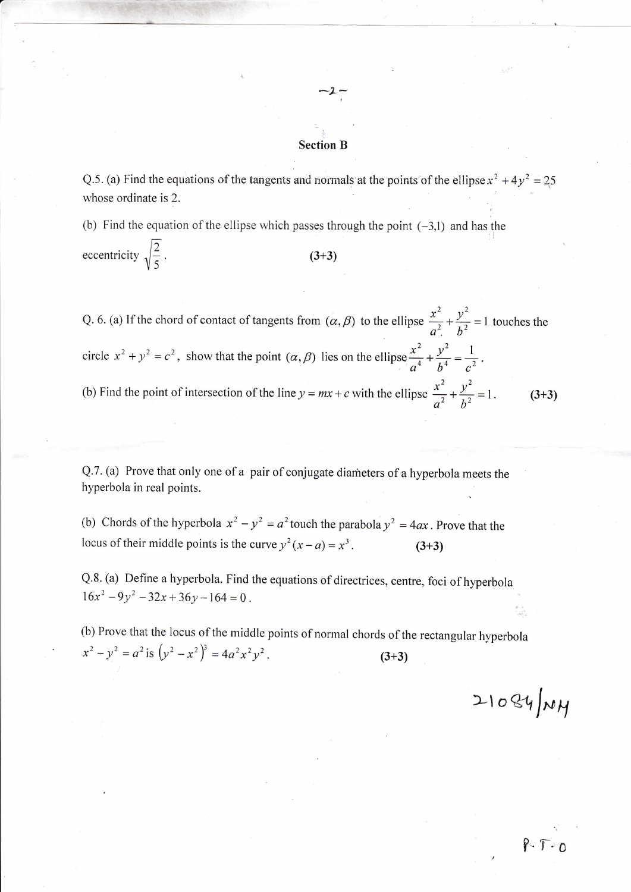## Section B

Q.5. (a) Find the equations of the tangents and normals at the points of the ellipse $x^2 + 4y^2 = 25$ whose ordinate is 2.

(b) Find the equation of the ellipse which passes through the point $(-3,1)$ and has the eccentricity $\sqrt{\frac{2}{5}}$. **(3+3)**

Q. 6. (a) If the chord of contact of tangents from $(\alpha, \beta)$ to the ellipse $\frac{x^2}{a^2} + \frac{y^2}{b^2} = 1$ touches the circle $x^2 + y^2 = c^2$, show that the point $(\alpha, \beta)$ lies on the ellipse $\frac{x^2}{a^4} + \frac{y^2}{b^4} = \frac{1}{c^2}$.

(b) Find the point of intersection of the line $y = mx + c$ with the ellipse $\frac{x^2}{a^2} + \frac{y^2}{b^2} = 1$. **(3+3)**

Q.7. (a) Prove that only one of a pair of conjugate diameters of a hyperbola meets the hyperbola in real points.

(b) Chords of the hyperbola $x^2 - y^2 = a^2$ touch the parabola $y^2 = 4ax$. Prove that the locus of their middle points is the curve $y^2(x-a) = x^3$. **(3+3)**

Q.8. (a) Define a hyperbola. Find the equations of directrices, centre, foci of hyperbola $16x^2 - 9y^2 - 32x + 36y - 164 = 0$.

(b) Prove that the locus of the middle points of normal chords of the rectangular hyperbola $x^2 - y^2 = a^2$ is $\left(y^2 - x^2\right)^3 = 4a^2x^2y^2$. **(3+3)**

21084/NH

P.T.O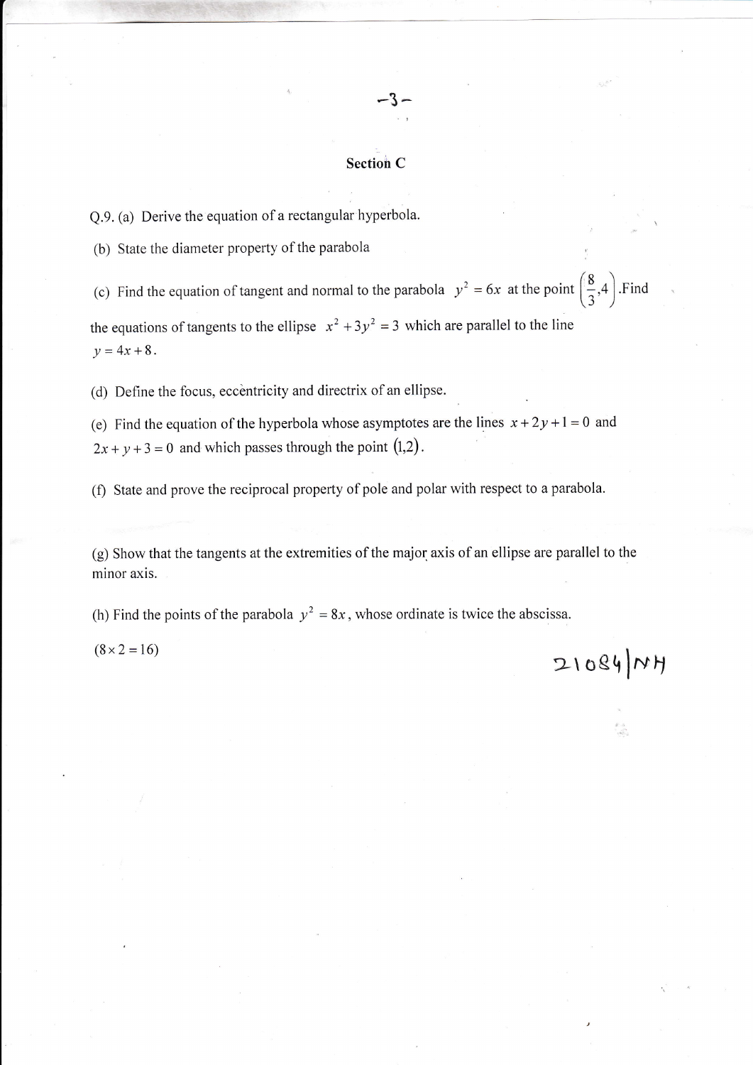## Section C

Q.9. (a) Derive the equation of a rectangular hyperbola.

(b) State the diameter property of the parabola

(c) Find the equation of tangent and normal to the parabola $y^2 = 6x$ at the point $\left(\frac{8}{3}, 4\right)$. Find the equations of tangents to the ellipse $x^2 + 3y^2 = 3$ which are parallel to the line $y = 4x + 8$.

(d) Define the focus, eccentricity and directrix of an ellipse.

(e) Find the equation of the hyperbola whose asymptotes are the lines $x + 2y + 1 = 0$ and $2x + y + 3 = 0$ and which passes through the point $(1,2)$.

(f) State and prove the reciprocal property of pole and polar with respect to a parabola.

(g) Show that the tangents at the extremities of the major axis of an ellipse are parallel to the minor axis.

(h) Find the points of the parabola $y^2 = 8x$, whose ordinate is twice the abscissa.

$(8 \times 2 = 16)$

21084|NH